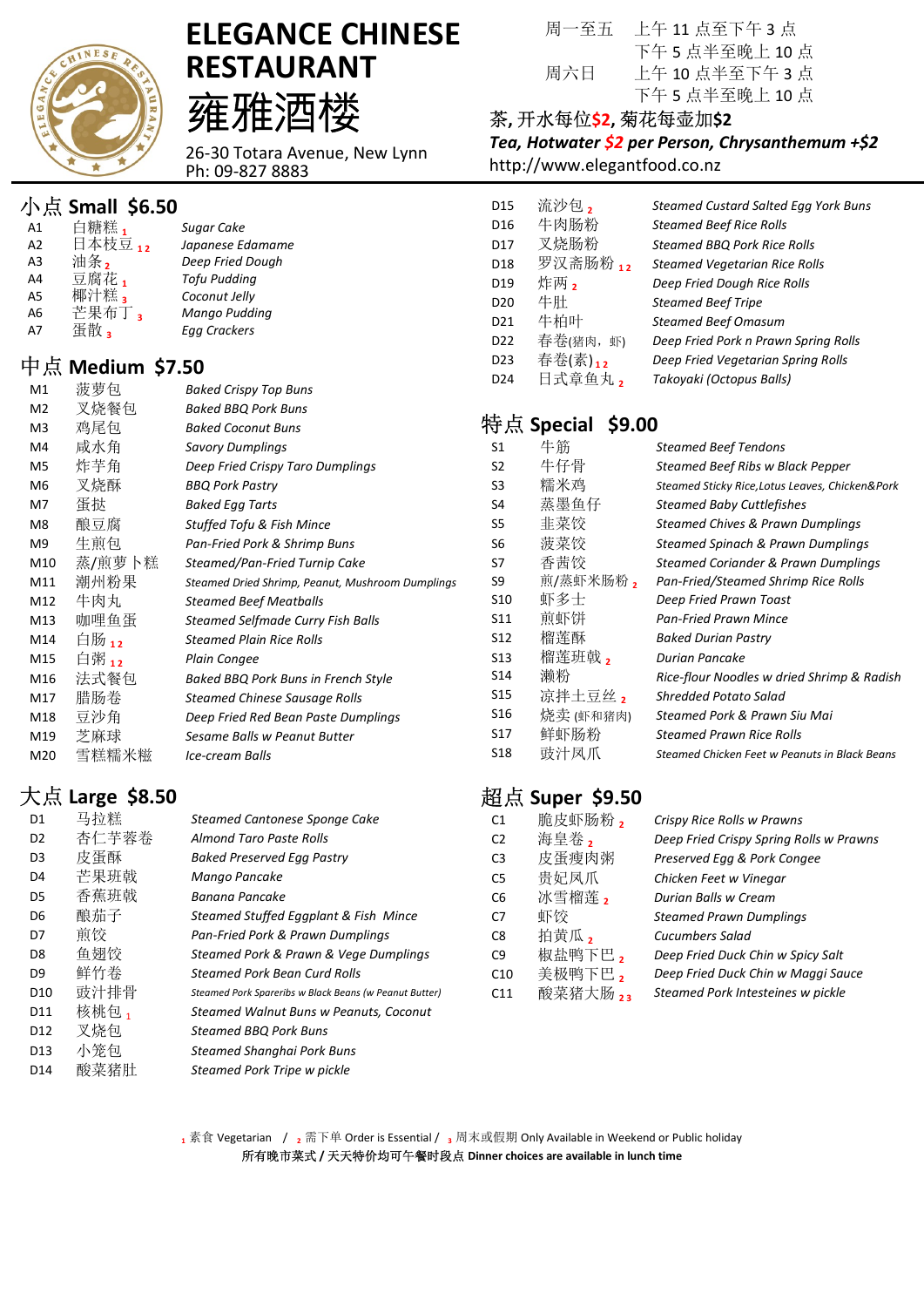# ELEGANCE CHINESE RESTAURANT

# 雍雅酒楼

26-30 Totara Avenue, New Lynn
Ph: 09-827 8883

周一至五　上午 11 点至下午 3 点
　　　　　下午 5 点半至晚上 10 点
周六日　　上午 10 点半至下午 3 点
　　　　　下午 5 点半至晚上 10 点

茶, 开水每位$2, 菊花每壶加$2

*Tea, Hotwater $2 per Person, Chrysanthemum +$2*

http://www.elegantfood.co.nz

## 小点 Small $6.50

| Code | 中文 | English |
|---|---|---|
| A1 | 白糖糕 [1] | Sugar Cake |
| A2 | 日本枝豆 [1 2] | Japanese Edamame |
| A3 | 油条 [2] | Deep Fried Dough |
| A4 | 豆腐花 [1] | Tofu Pudding |
| A5 | 椰汁糕 [3] | Coconut Jelly |
| A6 | 芒果布丁 [3] | Mango Pudding |
| A7 | 蛋散 [3] | Egg Crackers |

## 中点 Medium $7.50

| Code | 中文 | English |
|---|---|---|
| M1 | 菠萝包 | Baked Crispy Top Buns |
| M2 | 叉烧餐包 | Baked BBQ Pork Buns |
| M3 | 鸡尾包 | Baked Coconut Buns |
| M4 | 咸水角 | Savory Dumplings |
| M5 | 炸芋角 | Deep Fried Crispy Taro Dumplings |
| M6 | 叉烧酥 | BBQ Pork Pastry |
| M7 | 蛋挞 | Baked Egg Tarts |
| M8 | 酿豆腐 | Stuffed Tofu & Fish Mince |
| M9 | 生煎包 | Pan-Fried Pork & Shrimp Buns |
| M10 | 蒸/煎萝卜糕 | Steamed/Pan-Fried Turnip Cake |
| M11 | 潮州粉果 | Steamed Dried Shrimp, Peanut, Mushroom Dumplings |
| M12 | 牛肉丸 | Steamed Beef Meatballs |
| M13 | 咖喱鱼蛋 | Steamed Selfmade Curry Fish Balls |
| M14 | 白肠 [1 2] | Steamed Plain Rice Rolls |
| M15 | 白粥 [1 2] | Plain Congee |
| M16 | 法式餐包 | Baked BBQ Pork Buns in French Style |
| M17 | 腊肠卷 | Steamed Chinese Sausage Rolls |
| M18 | 豆沙角 | Deep Fried Red Bean Paste Dumplings |
| M19 | 芝麻球 | Sesame Balls w Peanut Butter |
| M20 | 雪糕糯米糍 | Ice-cream Balls |

## 大点 Large $8.50

| Code | 中文 | English |
|---|---|---|
| D1 | 马拉糕 | Steamed Cantonese Sponge Cake |
| D2 | 杏仁芋蓉卷 | Almond Taro Paste Rolls |
| D3 | 皮蛋酥 | Baked Preserved Egg Pastry |
| D4 | 芒果班戟 | Mango Pancake |
| D5 | 香蕉班戟 | Banana Pancake |
| D6 | 酿茄子 | Steamed Stuffed Eggplant & Fish Mince |
| D7 | 煎饺 | Pan-Fried Pork & Prawn Dumplings |
| D8 | 鱼翅饺 | Steamed Pork & Prawn & Vege Dumplings |
| D9 | 鲜竹卷 | Steamed Pork Bean Curd Rolls |
| D10 | 豉汁排骨 | Steamed Pork Spareribs w Black Beans (w Peanut Butter) |
| D11 | 核桃包 [1] | Steamed Walnut Buns w Peanuts, Coconut |
| D12 | 叉烧包 | Steamed BBQ Pork Buns |
| D13 | 小笼包 | Steamed Shanghai Pork Buns |
| D14 | 酸菜猪肚 | Steamed Pork Tripe w pickle |
| D15 | 流沙包 [2] | Steamed Custard Salted Egg York Buns |
| D16 | 牛肉肠粉 | Steamed Beef Rice Rolls |
| D17 | 叉烧肠粉 | Steamed BBQ Pork Rice Rolls |
| D18 | 罗汉斋肠粉 [1 2] | Steamed Vegetarian Rice Rolls |
| D19 | 炸两 [2] | Deep Fried Dough Rice Rolls |
| D20 | 牛肚 | Steamed Beef Tripe |
| D21 | 牛柏叶 | Steamed Beef Omasum |
| D22 | 春卷(猪肉，虾) | Deep Fried Pork n Prawn Spring Rolls |
| D23 | 春卷(素) [1 2] | Deep Fried Vegetarian Spring Rolls |
| D24 | 日式章鱼丸 [2] | Takoyaki (Octopus Balls) |

## 特点 Special $9.00

| Code | 中文 | English |
|---|---|---|
| S1 | 牛筋 | Steamed Beef Tendons |
| S2 | 牛仔骨 | Steamed Beef Ribs w Black Pepper |
| S3 | 糯米鸡 | Steamed Sticky Rice,Lotus Leaves, Chicken&Pork |
| S4 | 蒸墨鱼仔 | Steamed Baby Cuttlefishes |
| S5 | 韭菜饺 | Steamed Chives & Prawn Dumplings |
| S6 | 菠菜饺 | Steamed Spinach & Prawn Dumplings |
| S7 | 香茜饺 | Steamed Coriander & Prawn Dumplings |
| S9 | 煎/蒸虾米肠粉 [2] | Pan-Fried/Steamed Shrimp Rice Rolls |
| S10 | 虾多士 | Deep Fried Prawn Toast |
| S11 | 煎虾饼 | Pan-Fried Prawn Mince |
| S12 | 榴莲酥 | Baked Durian Pastry |
| S13 | 榴莲班戟 [2] | Durian Pancake |
| S14 | 濑粉 | Rice-flour Noodles w dried Shrimp & Radish |
| S15 | 凉拌土豆丝 [2] | Shredded Potato Salad |
| S16 | 烧卖 (虾和猪肉) | Steamed Pork & Prawn Siu Mai |
| S17 | 鲜虾肠粉 | Steamed Prawn Rice Rolls |
| S18 | 豉汁凤爪 | Steamed Chicken Feet w Peanuts in Black Beans |

## 超点 Super $9.50

| Code | 中文 | English |
|---|---|---|
| C1 | 脆皮虾肠粉 [2] | Crispy Rice Rolls w Prawns |
| C2 | 海皇卷 [2] | Deep Fried Crispy Spring Rolls w Prawns |
| C3 | 皮蛋瘦肉粥 | Preserved Egg & Pork Congee |
| C5 | 贵妃凤爪 | Chicken Feet w Vinegar |
| C6 | 冰雪榴莲 [2] | Durian Balls w Cream |
| C7 | 虾饺 | Steamed Prawn Dumplings |
| C8 | 拍黄瓜 [2] | Cucumbers Salad |
| C9 | 椒盐鸭下巴 [2] | Deep Fried Duck Chin w Spicy Salt |
| C10 | 美极鸭下巴 [2] | Deep Fried Duck Chin w Maggi Sauce |
| C11 | 酸菜猪大肠 [2 3] | Steamed Pork Inteseines w pickle |

[1] 素食 Vegetarian / [2] 需下单 Order is Essential / [3] 周末或假期 Only Available in Weekend or Public holiday

**所有晚市菜式 / 天天特价均可午餐时段点 Dinner choices are available in lunch time**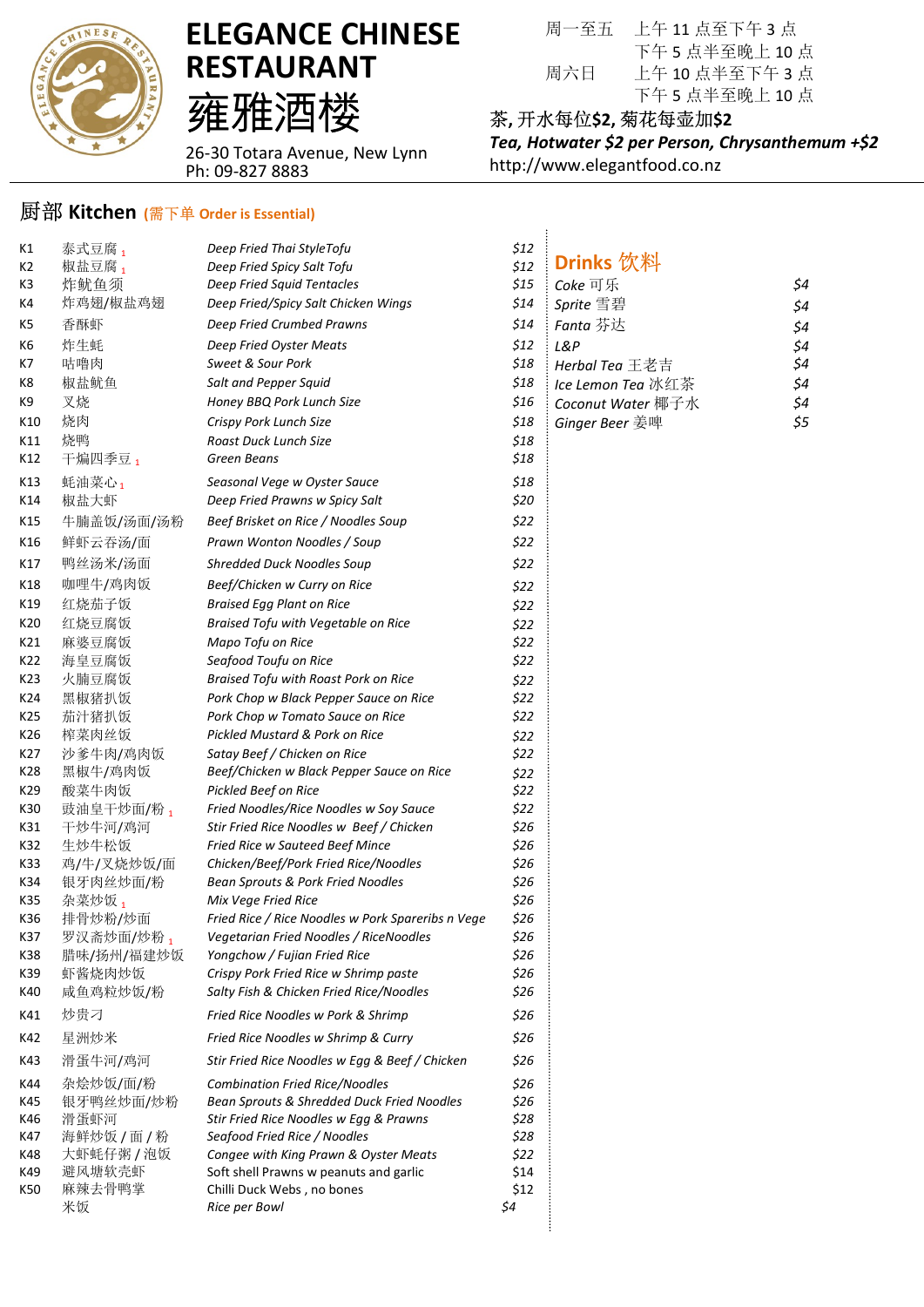# ELEGANCE CHINESE RESTAURANT
# 雍雅酒楼

26-30 Totara Avenue, New Lynn
Ph: 09-827 8883

周一至五 上午 11 点至下午 3 点
下午 5 点半至晚上 10 点
周六日 上午 10 点半至下午 3 点
下午 5 点半至晚上 10 点

**茶, 开水每位$2, 菊花每壶加$2**
***Tea, Hotwater $2 per Person, Chrysanthemum +$2***
http://www.elegantfood.co.nz

## 厨部 Kitchen (需下单 Order is Essential)

| | | | |
|---|---|---|---|
| K1 | 泰式豆腐 1 | *Deep Fried Thai StyleTofu* | *$12* |
| K2 | 椒盐豆腐 1 | *Deep Fried Spicy Salt Tofu* | *$12* |
| K3 | 炸鱿鱼须 | *Deep Fried Squid Tentacles* | *$15* |
| K4 | 炸鸡翅/椒盐鸡翅 | *Deep Fried/Spicy Salt Chicken Wings* | *$14* |
| K5 | 香酥虾 | *Deep Fried Crumbed Prawns* | *$14* |
| K6 | 炸生蚝 | *Deep Fried Oyster Meats* | *$12* |
| K7 | 咕噜肉 | *Sweet & Sour Pork* | *$18* |
| K8 | 椒盐鱿鱼 | *Salt and Pepper Squid* | *$18* |
| K9 | 叉烧 | *Honey BBQ Pork Lunch Size* | *$16* |
| K10 | 烧肉 | *Crispy Pork Lunch Size* | *$18* |
| K11 | 烧鸭 | *Roast Duck Lunch Size* | *$18* |
| K12 | 干煸四季豆 1 | *Green Beans* | *$18* |
| K13 | 蚝油菜心 1 | *Seasonal Vege w Oyster Sauce* | *$18* |
| K14 | 椒盐大虾 | *Deep Fried Prawns w Spicy Salt* | *$20* |
| K15 | 牛腩盖饭/汤面/汤粉 | *Beef Brisket on Rice / Noodles Soup* | *$22* |
| K16 | 鲜虾云吞汤/面 | *Prawn Wonton Noodles / Soup* | *$22* |
| K17 | 鸭丝汤米/汤面 | *Shredded Duck Noodles Soup* | *$22* |
| K18 | 咖喱牛/鸡肉饭 | *Beef/Chicken w Curry on Rice* | *$22* |
| K19 | 红烧茄子饭 | *Braised Egg Plant on Rice* | *$22* |
| K20 | 红烧豆腐饭 | *Braised Tofu with Vegetable on Rice* | *$22* |
| K21 | 麻婆豆腐饭 | *Mapo Tofu on Rice* | *$22* |
| K22 | 海皇豆腐饭 | *Seafood Toufu on Rice* | *$22* |
| K23 | 火腩豆腐饭 | *Braised Tofu with Roast Pork on Rice* | *$22* |
| K24 | 黑椒猪扒饭 | *Pork Chop w Black Pepper Sauce on Rice* | *$22* |
| K25 | 茄汁猪扒饭 | *Pork Chop w Tomato Sauce on Rice* | *$22* |
| K26 | 榨菜肉丝饭 | *Pickled Mustard & Pork on Rice* | *$22* |
| K27 | 沙爹牛肉/鸡肉饭 | *Satay Beef / Chicken on Rice* | *$22* |
| K28 | 黑椒牛/鸡肉饭 | *Beef/Chicken w Black Pepper Sauce on Rice* | *$22* |
| K29 | 酸菜牛肉饭 | *Pickled Beef on Rice* | *$22* |
| K30 | 豉油皇干炒面/粉 1 | *Fried Noodles/Rice Noodles w Soy Sauce* | *$22* |
| K31 | 干炒牛河/鸡河 | *Stir Fried Rice Noodles w Beef / Chicken* | *$26* |
| K32 | 生炒牛松饭 | *Fried Rice w Sauteed Beef Mince* | *$26* |
| K33 | 鸡/牛/叉烧炒饭/面 | *Chicken/Beef/Pork Fried Rice/Noodles* | *$26* |
| K34 | 银牙肉丝炒面/粉 | *Bean Sprouts & Pork Fried Noodles* | *$26* |
| K35 | 杂菜炒饭 1 | *Mix Vege Fried Rice* | *$26* |
| K36 | 排骨炒粉/炒面 | *Fried Rice / Rice Noodles w Pork Spareribs n Vege* | *$26* |
| K37 | 罗汉斋炒面/炒粉 1 | *Vegetarian Fried Noodles / RiceNoodles* | *$26* |
| K38 | 腊味/扬州/福建炒饭 | *Yongchow / Fujian Fried Rice* | *$26* |
| K39 | 虾酱烧肉炒饭 | *Crispy Pork Fried Rice w Shrimp paste* | *$26* |
| K40 | 咸鱼鸡粒炒饭/粉 | *Salty Fish & Chicken Fried Rice/Noodles* | *$26* |
| K41 | 炒贵刁 | *Fried Rice Noodles w Pork & Shrimp* | *$26* |
| K42 | 星洲炒米 | *Fried Rice Noodles w Shrimp & Curry* | *$26* |
| K43 | 滑蛋牛河/鸡河 | *Stir Fried Rice Noodles w Egg & Beef / Chicken* | *$26* |
| K44 | 杂烩炒饭/面/粉 | *Combination Fried Rice/Noodles* | *$26* |
| K45 | 银牙鸭丝炒面/炒粉 | *Bean Sprouts & Shredded Duck Fried Noodles* | *$26* |
| K46 | 滑蛋虾河 | *Stir Fried Rice Noodles w Egg & Prawns* | *$28* |
| K47 | 海鲜炒饭 / 面 / 粉 | *Seafood Fried Rice / Noodles* | *$28* |
| K48 | 大虾蚝仔粥 / 泡饭 | *Congee with King Prawn & Oyster Meats* | *$22* |
| K49 | 避风塘软壳虾 | Soft shell Prawns w peanuts and garlic | $14 |
| K50 | 麻辣去骨鸭掌 | Chilli Duck Webs , no bones | $12 |
| | 米饭 | *Rice per Bowl* | *$4* |

## Drinks 饮料

| | |
|---|---|
| *Coke* 可乐 | *$4* |
| *Sprite* 雪碧 | *$4* |
| *Fanta* 芬达 | *$4* |
| *L&P* | *$4* |
| *Herbal Tea* 王老吉 | *$4* |
| *Ice Lemon Tea* 冰红茶 | *$4* |
| *Coconut Water* 椰子水 | *$4* |
| *Ginger Beer* 姜啤 | *$5* |